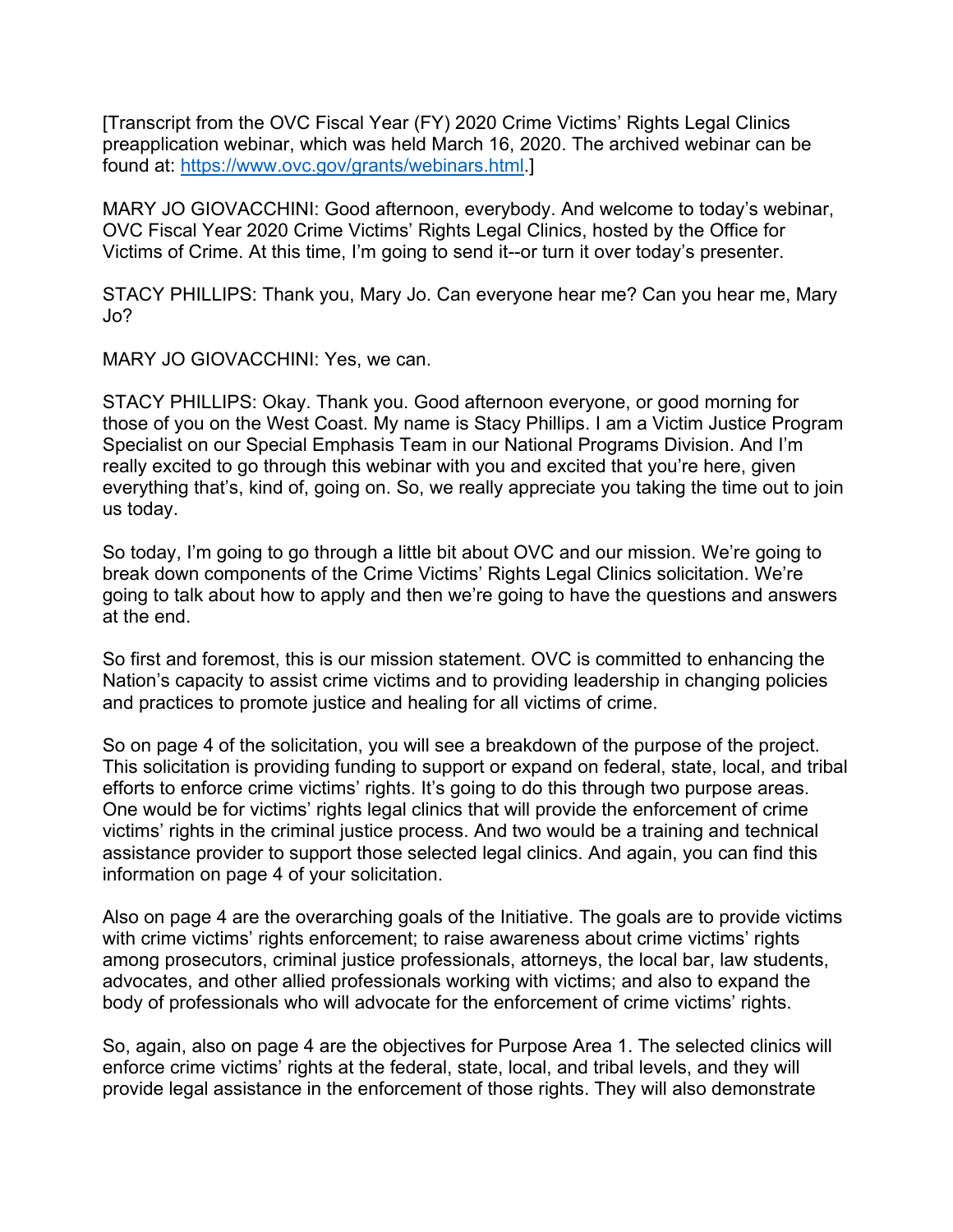[Transcript from the OVC Fiscal Year (FY) 2020 Crime Victims' Rights Legal Clinics preapplication webinar, which was held March 16, 2020. The archived webinar can be found at: https://www.ovc.gov/grants/webinars.html.]

MARY JO GIOVACCHINI: Good afternoon, everybody. And welcome to today's webinar, OVC Fiscal Year 2020 Crime Victims' Rights Legal Clinics, hosted by the Office for Victims of Crime. At this time, I'm going to send it--or turn it over today's presenter.

STACY PHILLIPS: Thank you, Mary Jo. Can everyone hear me? Can you hear me, Mary Jo?

MARY JO GIOVACCHINI: Yes, we can.

STACY PHILLIPS: Okay. Thank you. Good afternoon everyone, or good morning for those of you on the West Coast. My name is Stacy Phillips. I am a Victim Justice Program Specialist on our Special Emphasis Team in our National Programs Division. And I'm really excited to go through this webinar with you and excited that you're here, given everything that's, kind of, going on. So, we really appreciate you taking the time out to join us today.

So today, I'm going to go through a little bit about OVC and our mission. We're going to break down components of the Crime Victims' Rights Legal Clinics solicitation. We're going to talk about how to apply and then we're going to have the questions and answers at the end.

So first and foremost, this is our mission statement. OVC is committed to enhancing the Nation's capacity to assist crime victims and to providing leadership in changing policies and practices to promote justice and healing for all victims of crime.

So on page 4 of the solicitation, you will see a breakdown of the purpose of the project. This solicitation is providing funding to support or expand on federal, state, local, and tribal efforts to enforce crime victims' rights. It's going to do this through two purpose areas. One would be for victims' rights legal clinics that will provide the enforcement of crime victims' rights in the criminal justice process. And two would be a training and technical assistance provider to support those selected legal clinics. And again, you can find this information on page 4 of your solicitation.

Also on page 4 are the overarching goals of the Initiative. The goals are to provide victims with crime victims' rights enforcement; to raise awareness about crime victims' rights among prosecutors, criminal justice professionals, attorneys, the local bar, law students, advocates, and other allied professionals working with victims; and also to expand the body of professionals who will advocate for the enforcement of crime victims' rights.

So, again, also on page 4 are the objectives for Purpose Area 1. The selected clinics will enforce crime victims' rights at the federal, state, local, and tribal levels, and they will provide legal assistance in the enforcement of those rights. They will also demonstrate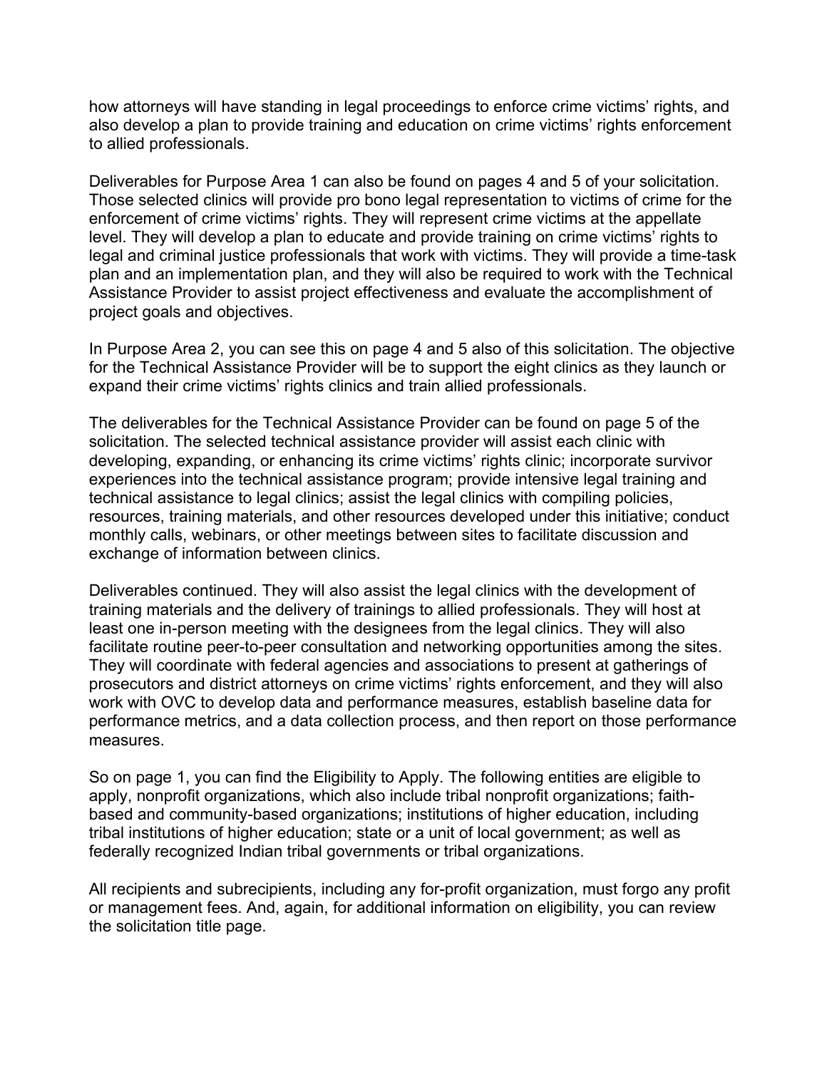how attorneys will have standing in legal proceedings to enforce crime victims' rights, and also develop a plan to provide training and education on crime victims' rights enforcement to allied professionals.

Deliverables for Purpose Area 1 can also be found on pages 4 and 5 of your solicitation. Those selected clinics will provide pro bono legal representation to victims of crime for the enforcement of crime victims' rights. They will represent crime victims at the appellate level. They will develop a plan to educate and provide training on crime victims' rights to legal and criminal justice professionals that work with victims. They will provide a time-task plan and an implementation plan, and they will also be required to work with the Technical Assistance Provider to assist project effectiveness and evaluate the accomplishment of project goals and objectives.

In Purpose Area 2, you can see this on page 4 and 5 also of this solicitation. The objective for the Technical Assistance Provider will be to support the eight clinics as they launch or expand their crime victims' rights clinics and train allied professionals.

The deliverables for the Technical Assistance Provider can be found on page 5 of the solicitation. The selected technical assistance provider will assist each clinic with developing, expanding, or enhancing its crime victims' rights clinic; incorporate survivor experiences into the technical assistance program; provide intensive legal training and technical assistance to legal clinics; assist the legal clinics with compiling policies, resources, training materials, and other resources developed under this initiative; conduct monthly calls, webinars, or other meetings between sites to facilitate discussion and exchange of information between clinics.

Deliverables continued. They will also assist the legal clinics with the development of training materials and the delivery of trainings to allied professionals. They will host at least one in-person meeting with the designees from the legal clinics. They will also facilitate routine peer-to-peer consultation and networking opportunities among the sites. They will coordinate with federal agencies and associations to present at gatherings of prosecutors and district attorneys on crime victims' rights enforcement, and they will also work with OVC to develop data and performance measures, establish baseline data for performance metrics, and a data collection process, and then report on those performance measures.

So on page 1, you can find the Eligibility to Apply. The following entities are eligible to apply, nonprofit organizations, which also include tribal nonprofit organizations; faith-based and community-based organizations; institutions of higher education, including tribal institutions of higher education; state or a unit of local government; as well as federally recognized Indian tribal governments or tribal organizations.

All recipients and subrecipients, including any for-profit organization, must forgo any profit or management fees. And, again, for additional information on eligibility, you can review the solicitation title page.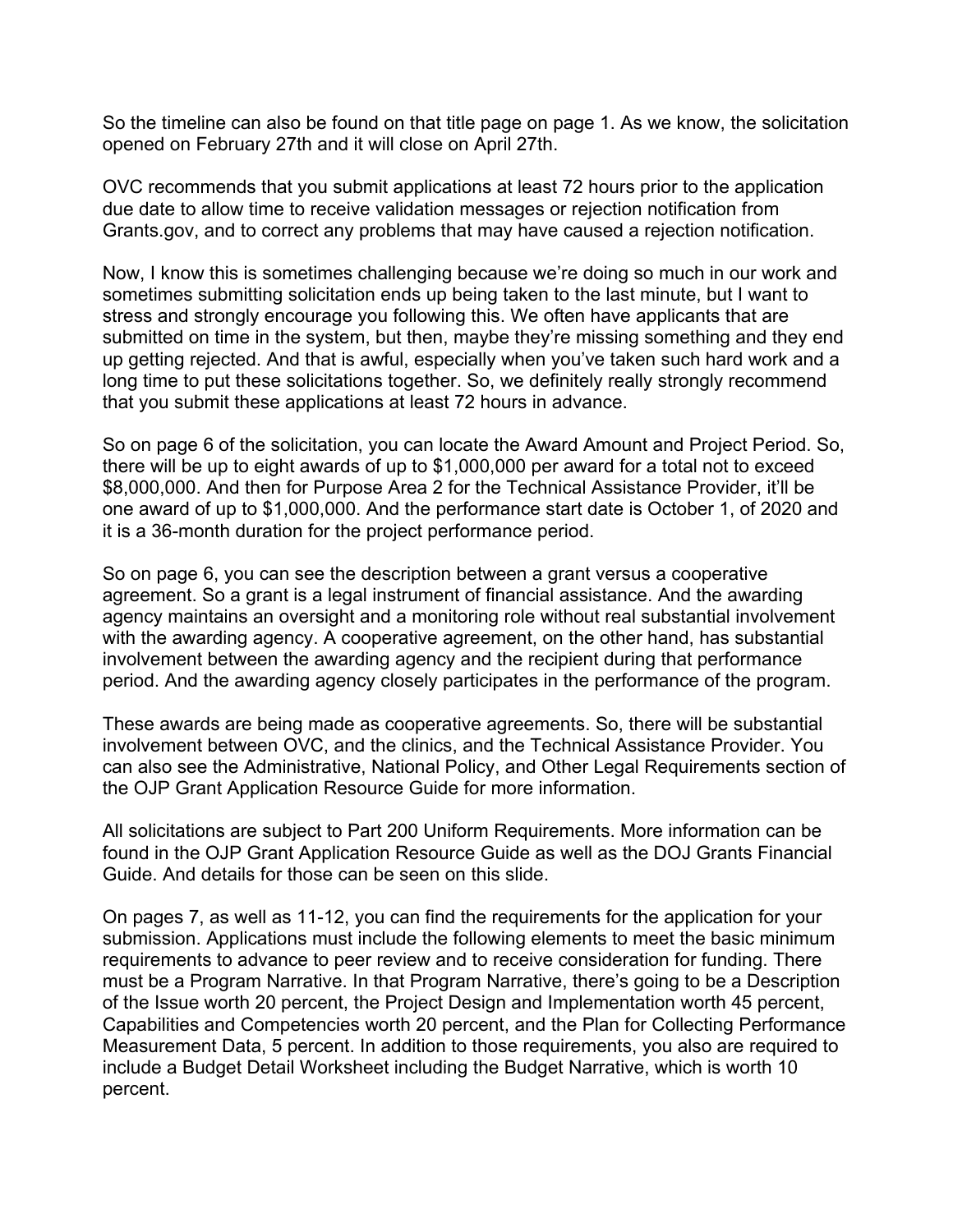So the timeline can also be found on that title page on page 1. As we know, the solicitation opened on February 27th and it will close on April 27th.

OVC recommends that you submit applications at least 72 hours prior to the application due date to allow time to receive validation messages or rejection notification from Grants.gov, and to correct any problems that may have caused a rejection notification.

Now, I know this is sometimes challenging because we're doing so much in our work and sometimes submitting solicitation ends up being taken to the last minute, but I want to stress and strongly encourage you following this. We often have applicants that are submitted on time in the system, but then, maybe they're missing something and they end up getting rejected. And that is awful, especially when you've taken such hard work and a long time to put these solicitations together. So, we definitely really strongly recommend that you submit these applications at least 72 hours in advance.

So on page 6 of the solicitation, you can locate the Award Amount and Project Period. So, there will be up to eight awards of up to $1,000,000 per award for a total not to exceed $8,000,000. And then for Purpose Area 2 for the Technical Assistance Provider, it'll be one award of up to $1,000,000. And the performance start date is October 1, of 2020 and it is a 36-month duration for the project performance period.

So on page 6, you can see the description between a grant versus a cooperative agreement. So a grant is a legal instrument of financial assistance. And the awarding agency maintains an oversight and a monitoring role without real substantial involvement with the awarding agency. A cooperative agreement, on the other hand, has substantial involvement between the awarding agency and the recipient during that performance period. And the awarding agency closely participates in the performance of the program.

These awards are being made as cooperative agreements. So, there will be substantial involvement between OVC, and the clinics, and the Technical Assistance Provider. You can also see the Administrative, National Policy, and Other Legal Requirements section of the OJP Grant Application Resource Guide for more information.

All solicitations are subject to Part 200 Uniform Requirements. More information can be found in the OJP Grant Application Resource Guide as well as the DOJ Grants Financial Guide. And details for those can be seen on this slide.

On pages 7, as well as 11-12, you can find the requirements for the application for your submission. Applications must include the following elements to meet the basic minimum requirements to advance to peer review and to receive consideration for funding. There must be a Program Narrative. In that Program Narrative, there's going to be a Description of the Issue worth 20 percent, the Project Design and Implementation worth 45 percent, Capabilities and Competencies worth 20 percent, and the Plan for Collecting Performance Measurement Data, 5 percent. In addition to those requirements, you also are required to include a Budget Detail Worksheet including the Budget Narrative, which is worth 10 percent.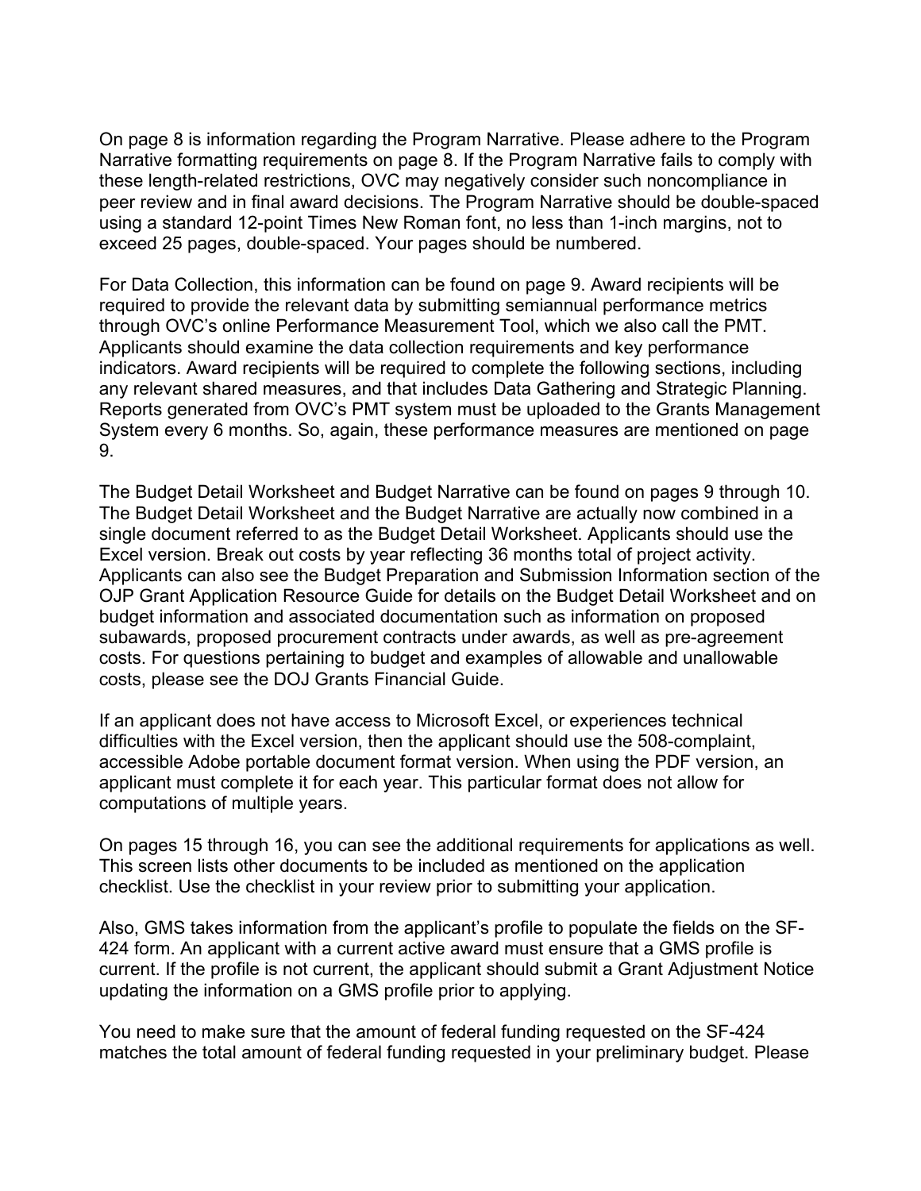On page 8 is information regarding the Program Narrative. Please adhere to the Program Narrative formatting requirements on page 8. If the Program Narrative fails to comply with these length-related restrictions, OVC may negatively consider such noncompliance in peer review and in final award decisions. The Program Narrative should be double-spaced using a standard 12-point Times New Roman font, no less than 1-inch margins, not to exceed 25 pages, double-spaced. Your pages should be numbered.

For Data Collection, this information can be found on page 9. Award recipients will be required to provide the relevant data by submitting semiannual performance metrics through OVC's online Performance Measurement Tool, which we also call the PMT. Applicants should examine the data collection requirements and key performance indicators. Award recipients will be required to complete the following sections, including any relevant shared measures, and that includes Data Gathering and Strategic Planning. Reports generated from OVC's PMT system must be uploaded to the Grants Management System every 6 months. So, again, these performance measures are mentioned on page 9.

The Budget Detail Worksheet and Budget Narrative can be found on pages 9 through 10. The Budget Detail Worksheet and the Budget Narrative are actually now combined in a single document referred to as the Budget Detail Worksheet. Applicants should use the Excel version. Break out costs by year reflecting 36 months total of project activity. Applicants can also see the Budget Preparation and Submission Information section of the OJP Grant Application Resource Guide for details on the Budget Detail Worksheet and on budget information and associated documentation such as information on proposed subawards, proposed procurement contracts under awards, as well as pre-agreement costs. For questions pertaining to budget and examples of allowable and unallowable costs, please see the DOJ Grants Financial Guide.

If an applicant does not have access to Microsoft Excel, or experiences technical difficulties with the Excel version, then the applicant should use the 508-complaint, accessible Adobe portable document format version. When using the PDF version, an applicant must complete it for each year. This particular format does not allow for computations of multiple years.

On pages 15 through 16, you can see the additional requirements for applications as well. This screen lists other documents to be included as mentioned on the application checklist. Use the checklist in your review prior to submitting your application.

Also, GMS takes information from the applicant's profile to populate the fields on the SF-424 form. An applicant with a current active award must ensure that a GMS profile is current. If the profile is not current, the applicant should submit a Grant Adjustment Notice updating the information on a GMS profile prior to applying.

You need to make sure that the amount of federal funding requested on the SF-424 matches the total amount of federal funding requested in your preliminary budget. Please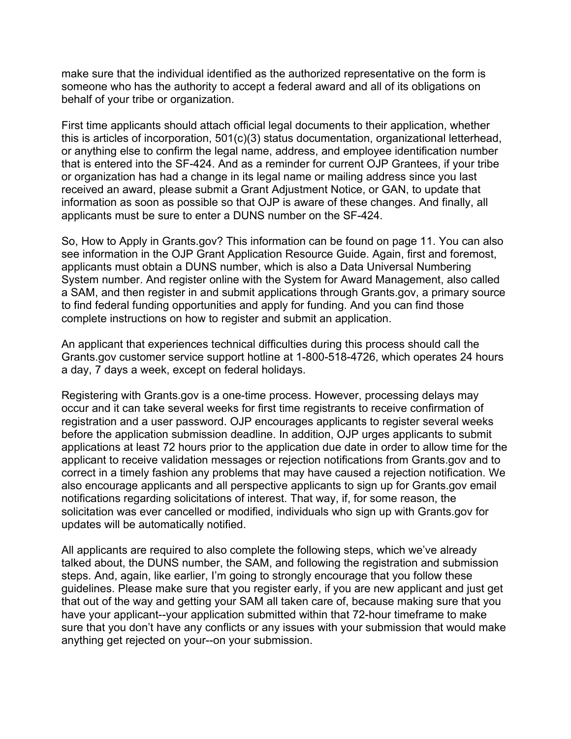make sure that the individual identified as the authorized representative on the form is someone who has the authority to accept a federal award and all of its obligations on behalf of your tribe or organization.

First time applicants should attach official legal documents to their application, whether this is articles of incorporation, 501(c)(3) status documentation, organizational letterhead, or anything else to confirm the legal name, address, and employee identification number that is entered into the SF-424. And as a reminder for current OJP Grantees, if your tribe or organization has had a change in its legal name or mailing address since you last received an award, please submit a Grant Adjustment Notice, or GAN, to update that information as soon as possible so that OJP is aware of these changes. And finally, all applicants must be sure to enter a DUNS number on the SF-424.

So, How to Apply in Grants.gov? This information can be found on page 11. You can also see information in the OJP Grant Application Resource Guide. Again, first and foremost, applicants must obtain a DUNS number, which is also a Data Universal Numbering System number. And register online with the System for Award Management, also called a SAM, and then register in and submit applications through Grants.gov, a primary source to find federal funding opportunities and apply for funding. And you can find those complete instructions on how to register and submit an application.

An applicant that experiences technical difficulties during this process should call the Grants.gov customer service support hotline at 1-800-518-4726, which operates 24 hours a day, 7 days a week, except on federal holidays.

Registering with Grants.gov is a one-time process. However, processing delays may occur and it can take several weeks for first time registrants to receive confirmation of registration and a user password. OJP encourages applicants to register several weeks before the application submission deadline. In addition, OJP urges applicants to submit applications at least 72 hours prior to the application due date in order to allow time for the applicant to receive validation messages or rejection notifications from Grants.gov and to correct in a timely fashion any problems that may have caused a rejection notification. We also encourage applicants and all perspective applicants to sign up for Grants.gov email notifications regarding solicitations of interest. That way, if, for some reason, the solicitation was ever cancelled or modified, individuals who sign up with Grants.gov for updates will be automatically notified.

All applicants are required to also complete the following steps, which we've already talked about, the DUNS number, the SAM, and following the registration and submission steps. And, again, like earlier, I'm going to strongly encourage that you follow these guidelines. Please make sure that you register early, if you are new applicant and just get that out of the way and getting your SAM all taken care of, because making sure that you have your applicant--your application submitted within that 72-hour timeframe to make sure that you don't have any conflicts or any issues with your submission that would make anything get rejected on your--on your submission.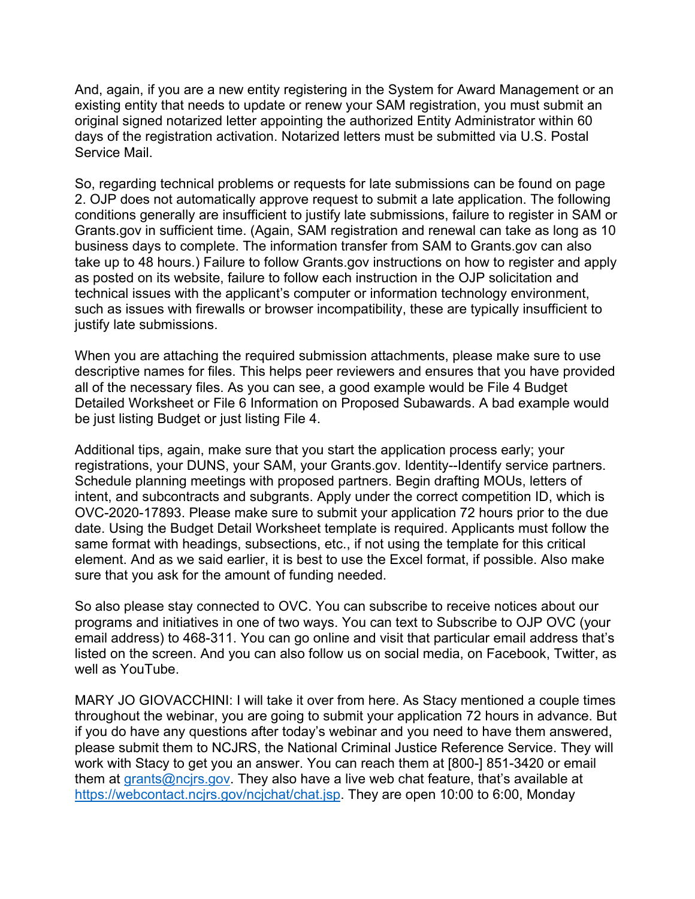And, again, if you are a new entity registering in the System for Award Management or an existing entity that needs to update or renew your SAM registration, you must submit an original signed notarized letter appointing the authorized Entity Administrator within 60 days of the registration activation. Notarized letters must be submitted via U.S. Postal Service Mail.

So, regarding technical problems or requests for late submissions can be found on page 2. OJP does not automatically approve request to submit a late application. The following conditions generally are insufficient to justify late submissions, failure to register in SAM or Grants.gov in sufficient time. (Again, SAM registration and renewal can take as long as 10 business days to complete. The information transfer from SAM to Grants.gov can also take up to 48 hours.) Failure to follow Grants.gov instructions on how to register and apply as posted on its website, failure to follow each instruction in the OJP solicitation and technical issues with the applicant's computer or information technology environment, such as issues with firewalls or browser incompatibility, these are typically insufficient to justify late submissions.

When you are attaching the required submission attachments, please make sure to use descriptive names for files. This helps peer reviewers and ensures that you have provided all of the necessary files. As you can see, a good example would be File 4 Budget Detailed Worksheet or File 6 Information on Proposed Subawards. A bad example would be just listing Budget or just listing File 4.

Additional tips, again, make sure that you start the application process early; your registrations, your DUNS, your SAM, your Grants.gov. Identity--Identify service partners. Schedule planning meetings with proposed partners. Begin drafting MOUs, letters of intent, and subcontracts and subgrants. Apply under the correct competition ID, which is OVC-2020-17893. Please make sure to submit your application 72 hours prior to the due date. Using the Budget Detail Worksheet template is required. Applicants must follow the same format with headings, subsections, etc., if not using the template for this critical element. And as we said earlier, it is best to use the Excel format, if possible. Also make sure that you ask for the amount of funding needed.

So also please stay connected to OVC. You can subscribe to receive notices about our programs and initiatives in one of two ways. You can text to Subscribe to OJP OVC (your email address) to 468-311. You can go online and visit that particular email address that's listed on the screen. And you can also follow us on social media, on Facebook, Twitter, as well as YouTube.

MARY JO GIOVACCHINI: I will take it over from here. As Stacy mentioned a couple times throughout the webinar, you are going to submit your application 72 hours in advance. But if you do have any questions after today's webinar and you need to have them answered, please submit them to NCJRS, the National Criminal Justice Reference Service. They will work with Stacy to get you an answer. You can reach them at [800-] 851-3420 or email them at grants@ncjrs.gov. They also have a live web chat feature, that's available at https://webcontact.ncjrs.gov/ncjchat/chat.jsp. They are open 10:00 to 6:00, Monday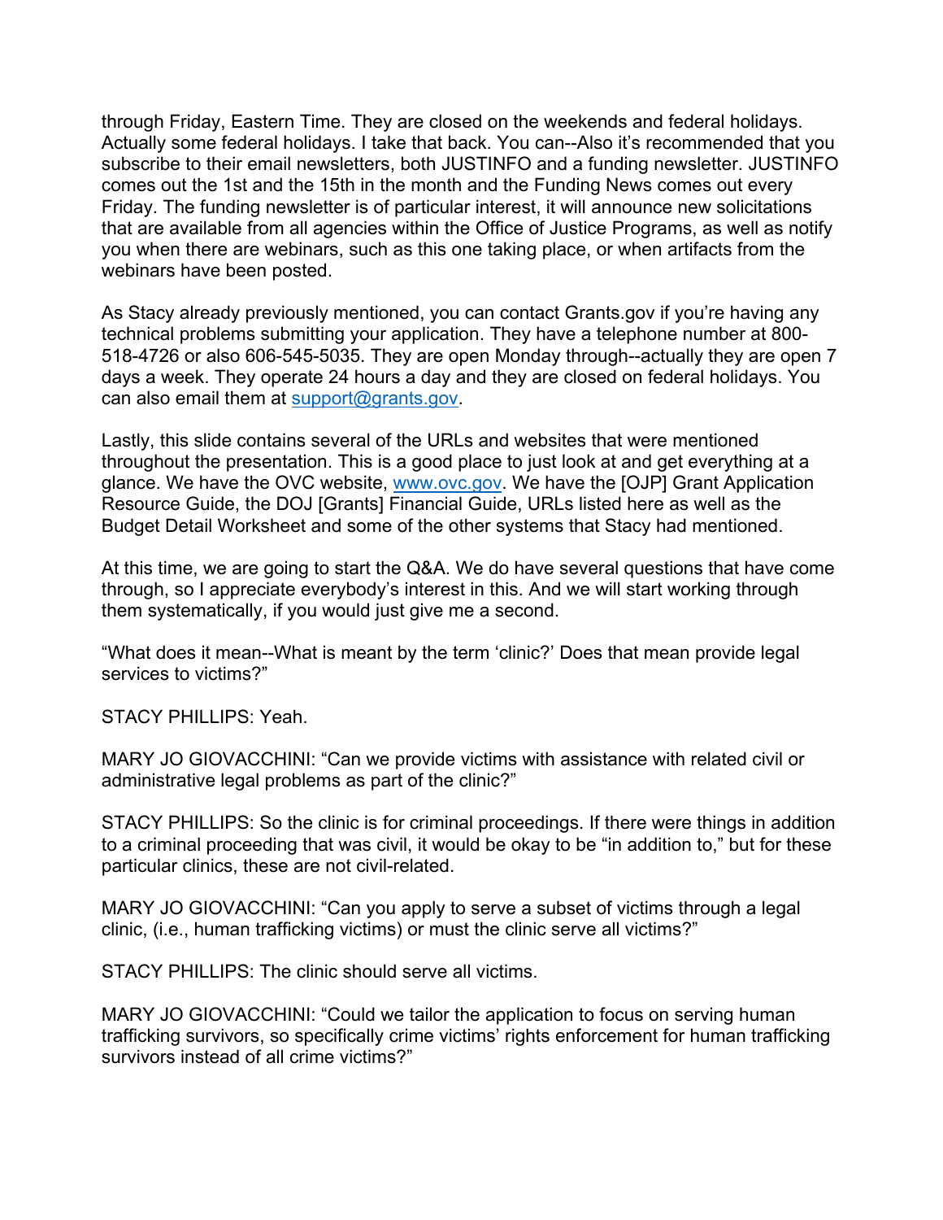through Friday, Eastern Time. They are closed on the weekends and federal holidays. Actually some federal holidays. I take that back. You can--Also it's recommended that you subscribe to their email newsletters, both JUSTINFO and a funding newsletter. JUSTINFO comes out the 1st and the 15th in the month and the Funding News comes out every Friday. The funding newsletter is of particular interest, it will announce new solicitations that are available from all agencies within the Office of Justice Programs, as well as notify you when there are webinars, such as this one taking place, or when artifacts from the webinars have been posted.

As Stacy already previously mentioned, you can contact Grants.gov if you're having any technical problems submitting your application. They have a telephone number at 800-518-4726 or also 606-545-5035. They are open Monday through--actually they are open 7 days a week. They operate 24 hours a day and they are closed on federal holidays. You can also email them at support@grants.gov.

Lastly, this slide contains several of the URLs and websites that were mentioned throughout the presentation. This is a good place to just look at and get everything at a glance. We have the OVC website, www.ovc.gov. We have the [OJP] Grant Application Resource Guide, the DOJ [Grants] Financial Guide, URLs listed here as well as the Budget Detail Worksheet and some of the other systems that Stacy had mentioned.

At this time, we are going to start the Q&A. We do have several questions that have come through, so I appreciate everybody's interest in this. And we will start working through them systematically, if you would just give me a second.

"What does it mean--What is meant by the term 'clinic?' Does that mean provide legal services to victims?"

STACY PHILLIPS: Yeah.

MARY JO GIOVACCHINI: "Can we provide victims with assistance with related civil or administrative legal problems as part of the clinic?"

STACY PHILLIPS: So the clinic is for criminal proceedings. If there were things in addition to a criminal proceeding that was civil, it would be okay to be "in addition to," but for these particular clinics, these are not civil-related.

MARY JO GIOVACCHINI: "Can you apply to serve a subset of victims through a legal clinic, (i.e., human trafficking victims) or must the clinic serve all victims?"

STACY PHILLIPS: The clinic should serve all victims.

MARY JO GIOVACCHINI: "Could we tailor the application to focus on serving human trafficking survivors, so specifically crime victims' rights enforcement for human trafficking survivors instead of all crime victims?"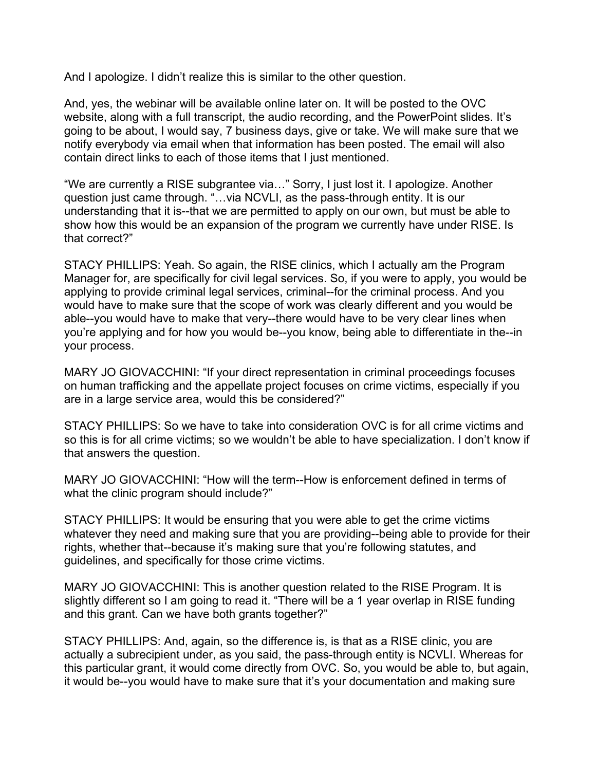And I apologize. I didn't realize this is similar to the other question.

And, yes, the webinar will be available online later on. It will be posted to the OVC website, along with a full transcript, the audio recording, and the PowerPoint slides. It's going to be about, I would say, 7 business days, give or take. We will make sure that we notify everybody via email when that information has been posted. The email will also contain direct links to each of those items that I just mentioned.

"We are currently a RISE subgrantee via…" Sorry, I just lost it. I apologize. Another question just came through. "…via NCVLI, as the pass-through entity. It is our understanding that it is--that we are permitted to apply on our own, but must be able to show how this would be an expansion of the program we currently have under RISE. Is that correct?"

STACY PHILLIPS: Yeah. So again, the RISE clinics, which I actually am the Program Manager for, are specifically for civil legal services. So, if you were to apply, you would be applying to provide criminal legal services, criminal--for the criminal process. And you would have to make sure that the scope of work was clearly different and you would be able--you would have to make that very--there would have to be very clear lines when you're applying and for how you would be--you know, being able to differentiate in the--in your process.

MARY JO GIOVACCHINI: "If your direct representation in criminal proceedings focuses on human trafficking and the appellate project focuses on crime victims, especially if you are in a large service area, would this be considered?"

STACY PHILLIPS: So we have to take into consideration OVC is for all crime victims and so this is for all crime victims; so we wouldn't be able to have specialization. I don't know if that answers the question.

MARY JO GIOVACCHINI: "How will the term--How is enforcement defined in terms of what the clinic program should include?"

STACY PHILLIPS: It would be ensuring that you were able to get the crime victims whatever they need and making sure that you are providing--being able to provide for their rights, whether that--because it's making sure that you're following statutes, and guidelines, and specifically for those crime victims.

MARY JO GIOVACCHINI: This is another question related to the RISE Program. It is slightly different so I am going to read it. "There will be a 1 year overlap in RISE funding and this grant. Can we have both grants together?"

STACY PHILLIPS: And, again, so the difference is, is that as a RISE clinic, you are actually a subrecipient under, as you said, the pass-through entity is NCVLI. Whereas for this particular grant, it would come directly from OVC. So, you would be able to, but again, it would be--you would have to make sure that it's your documentation and making sure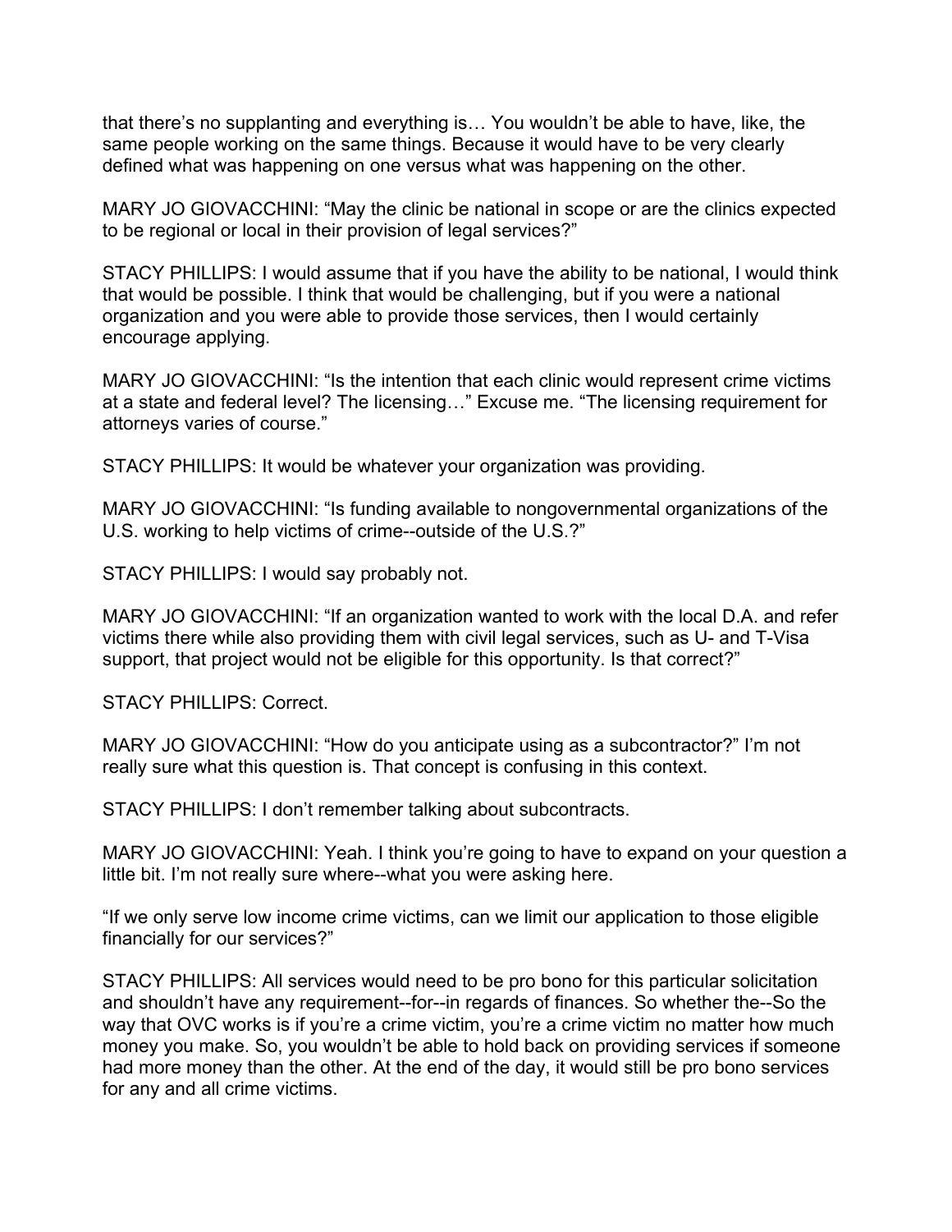that there's no supplanting and everything is… You wouldn't be able to have, like, the same people working on the same things. Because it would have to be very clearly defined what was happening on one versus what was happening on the other.

MARY JO GIOVACCHINI: "May the clinic be national in scope or are the clinics expected to be regional or local in their provision of legal services?"

STACY PHILLIPS: I would assume that if you have the ability to be national, I would think that would be possible. I think that would be challenging, but if you were a national organization and you were able to provide those services, then I would certainly encourage applying.

MARY JO GIOVACCHINI: "Is the intention that each clinic would represent crime victims at a state and federal level? The licensing…" Excuse me. "The licensing requirement for attorneys varies of course."

STACY PHILLIPS: It would be whatever your organization was providing.

MARY JO GIOVACCHINI: "Is funding available to nongovernmental organizations of the U.S. working to help victims of crime--outside of the U.S.?"

STACY PHILLIPS: I would say probably not.

MARY JO GIOVACCHINI: "If an organization wanted to work with the local D.A. and refer victims there while also providing them with civil legal services, such as U- and T-Visa support, that project would not be eligible for this opportunity. Is that correct?"

STACY PHILLIPS: Correct.

MARY JO GIOVACCHINI: "How do you anticipate using as a subcontractor?" I'm not really sure what this question is. That concept is confusing in this context.

STACY PHILLIPS: I don't remember talking about subcontracts.

MARY JO GIOVACCHINI: Yeah. I think you're going to have to expand on your question a little bit. I'm not really sure where--what you were asking here.

"If we only serve low income crime victims, can we limit our application to those eligible financially for our services?"

STACY PHILLIPS: All services would need to be pro bono for this particular solicitation and shouldn't have any requirement--for--in regards of finances. So whether the--So the way that OVC works is if you're a crime victim, you're a crime victim no matter how much money you make. So, you wouldn't be able to hold back on providing services if someone had more money than the other. At the end of the day, it would still be pro bono services for any and all crime victims.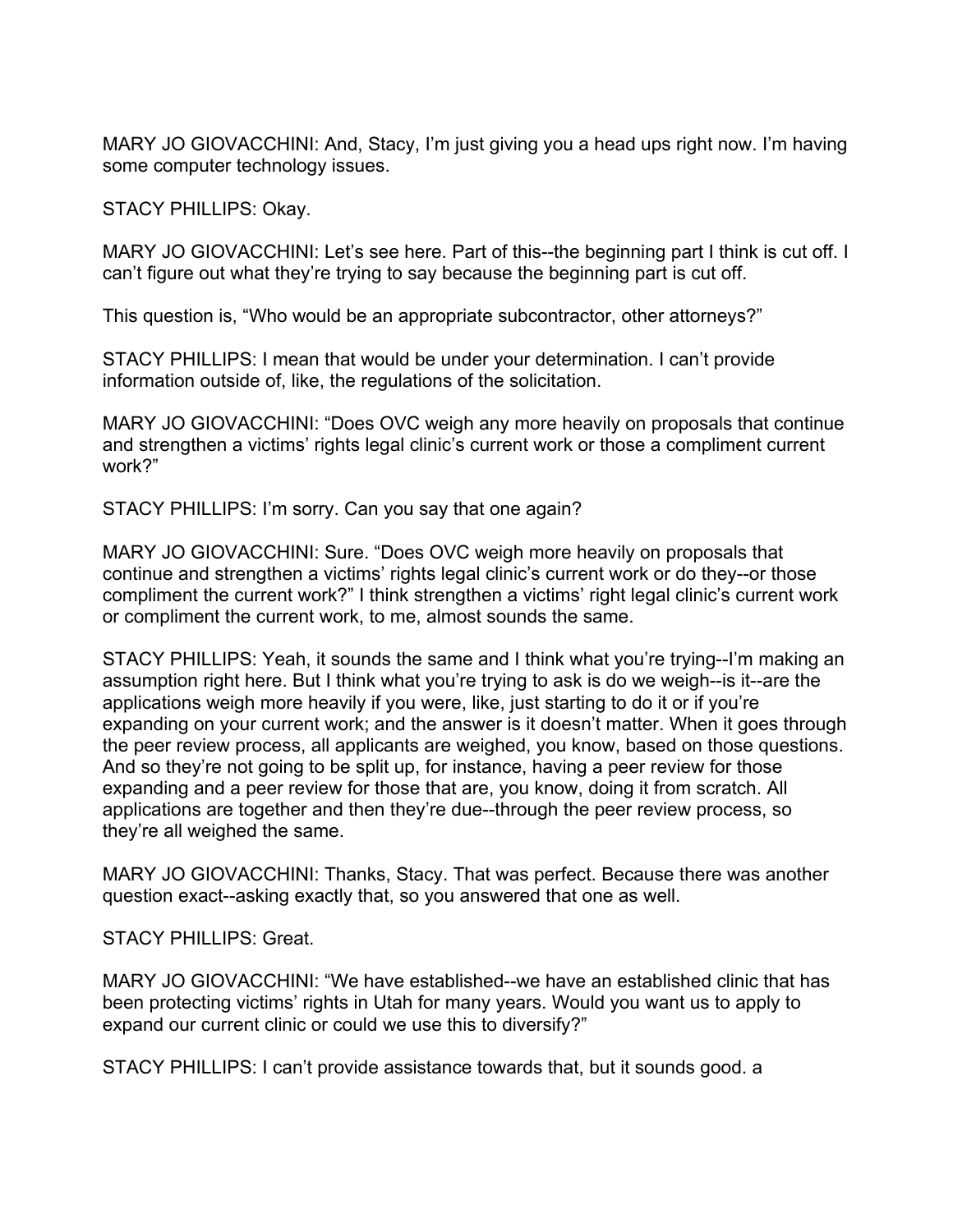MARY JO GIOVACCHINI: And, Stacy, I'm just giving you a head ups right now. I'm having some computer technology issues.

STACY PHILLIPS: Okay.

MARY JO GIOVACCHINI: Let's see here. Part of this--the beginning part I think is cut off. I can't figure out what they're trying to say because the beginning part is cut off.

This question is, "Who would be an appropriate subcontractor, other attorneys?"

STACY PHILLIPS: I mean that would be under your determination. I can't provide information outside of, like, the regulations of the solicitation.

MARY JO GIOVACCHINI: "Does OVC weigh any more heavily on proposals that continue and strengthen a victims' rights legal clinic's current work or those a compliment current work?"

STACY PHILLIPS: I'm sorry. Can you say that one again?

MARY JO GIOVACCHINI: Sure. "Does OVC weigh more heavily on proposals that continue and strengthen a victims' rights legal clinic's current work or do they--or those compliment the current work?" I think strengthen a victims' right legal clinic's current work or compliment the current work, to me, almost sounds the same.

STACY PHILLIPS: Yeah, it sounds the same and I think what you're trying--I'm making an assumption right here. But I think what you're trying to ask is do we weigh--is it--are the applications weigh more heavily if you were, like, just starting to do it or if you're expanding on your current work; and the answer is it doesn't matter. When it goes through the peer review process, all applicants are weighed, you know, based on those questions. And so they're not going to be split up, for instance, having a peer review for those expanding and a peer review for those that are, you know, doing it from scratch. All applications are together and then they're due--through the peer review process, so they're all weighed the same.

MARY JO GIOVACCHINI: Thanks, Stacy. That was perfect. Because there was another question exact--asking exactly that, so you answered that one as well.

STACY PHILLIPS: Great.

MARY JO GIOVACCHINI: "We have established--we have an established clinic that has been protecting victims' rights in Utah for many years. Would you want us to apply to expand our current clinic or could we use this to diversify?"

STACY PHILLIPS: I can't provide assistance towards that, but it sounds good. a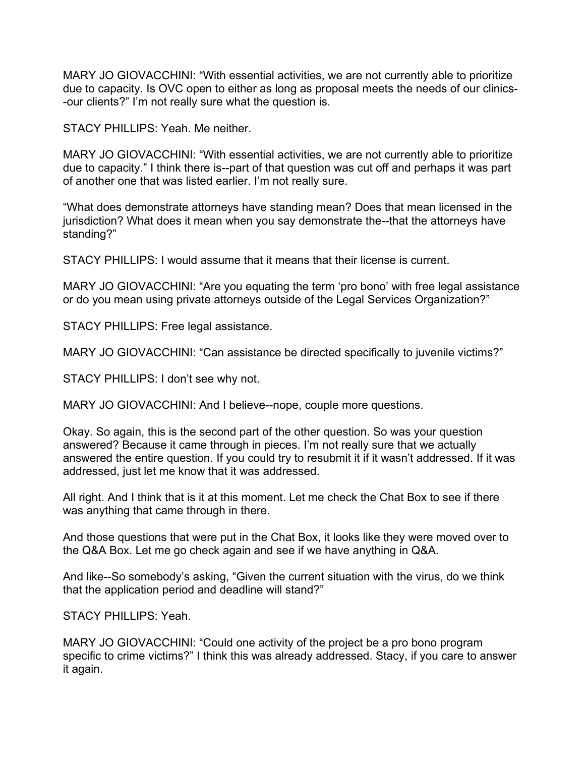MARY JO GIOVACCHINI: “With essential activities, we are not currently able to prioritize due to capacity. Is OVC open to either as long as proposal meets the needs of our clinics--our clients?” I’m not really sure what the question is.

STACY PHILLIPS: Yeah. Me neither.

MARY JO GIOVACCHINI: “With essential activities, we are not currently able to prioritize due to capacity.” I think there is--part of that question was cut off and perhaps it was part of another one that was listed earlier. I’m not really sure.

“What does demonstrate attorneys have standing mean? Does that mean licensed in the jurisdiction? What does it mean when you say demonstrate the--that the attorneys have standing?”

STACY PHILLIPS: I would assume that it means that their license is current.

MARY JO GIOVACCHINI: “Are you equating the term ‘pro bono’ with free legal assistance or do you mean using private attorneys outside of the Legal Services Organization?”

STACY PHILLIPS: Free legal assistance.

MARY JO GIOVACCHINI: “Can assistance be directed specifically to juvenile victims?”

STACY PHILLIPS: I don’t see why not.

MARY JO GIOVACCHINI: And I believe--nope, couple more questions.

Okay. So again, this is the second part of the other question. So was your question answered? Because it came through in pieces. I’m not really sure that we actually answered the entire question. If you could try to resubmit it if it wasn’t addressed. If it was addressed, just let me know that it was addressed.

All right. And I think that is it at this moment. Let me check the Chat Box to see if there was anything that came through in there.

And those questions that were put in the Chat Box, it looks like they were moved over to the Q&A Box. Let me go check again and see if we have anything in Q&A.

And like--So somebody’s asking, “Given the current situation with the virus, do we think that the application period and deadline will stand?”

STACY PHILLIPS: Yeah.

MARY JO GIOVACCHINI: “Could one activity of the project be a pro bono program specific to crime victims?” I think this was already addressed. Stacy, if you care to answer it again.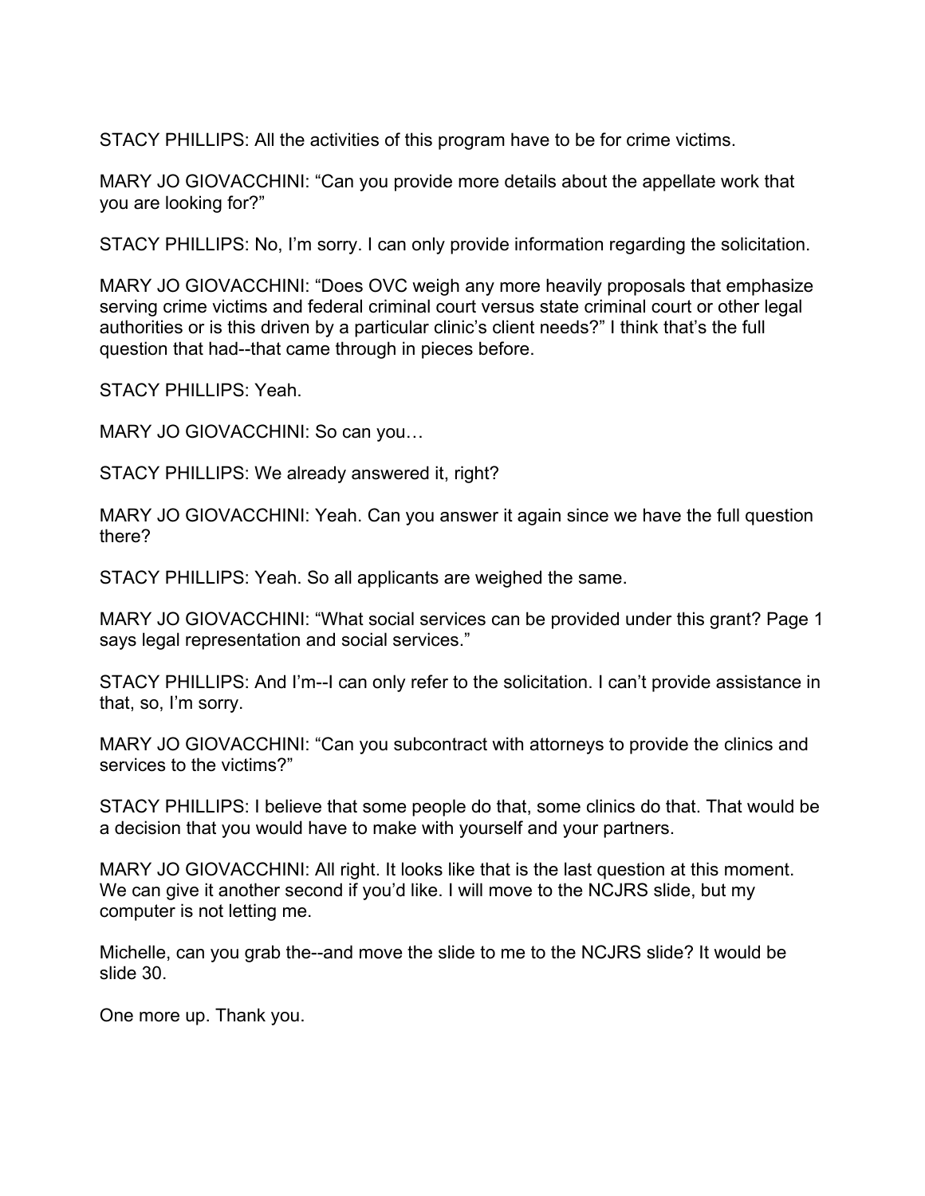STACY PHILLIPS: All the activities of this program have to be for crime victims.

MARY JO GIOVACCHINI: “Can you provide more details about the appellate work that you are looking for?”

STACY PHILLIPS: No, I’m sorry. I can only provide information regarding the solicitation.

MARY JO GIOVACCHINI: “Does OVC weigh any more heavily proposals that emphasize serving crime victims and federal criminal court versus state criminal court or other legal authorities or is this driven by a particular clinic’s client needs?” I think that’s the full question that had--that came through in pieces before.

STACY PHILLIPS: Yeah.

MARY JO GIOVACCHINI: So can you…

STACY PHILLIPS: We already answered it, right?

MARY JO GIOVACCHINI: Yeah. Can you answer it again since we have the full question there?

STACY PHILLIPS: Yeah. So all applicants are weighed the same.

MARY JO GIOVACCHINI: “What social services can be provided under this grant? Page 1 says legal representation and social services.”

STACY PHILLIPS: And I’m--I can only refer to the solicitation. I can’t provide assistance in that, so, I’m sorry.

MARY JO GIOVACCHINI: “Can you subcontract with attorneys to provide the clinics and services to the victims?”

STACY PHILLIPS: I believe that some people do that, some clinics do that. That would be a decision that you would have to make with yourself and your partners.

MARY JO GIOVACCHINI: All right. It looks like that is the last question at this moment. We can give it another second if you’d like. I will move to the NCJRS slide, but my computer is not letting me.

Michelle, can you grab the--and move the slide to me to the NCJRS slide? It would be slide 30.

One more up. Thank you.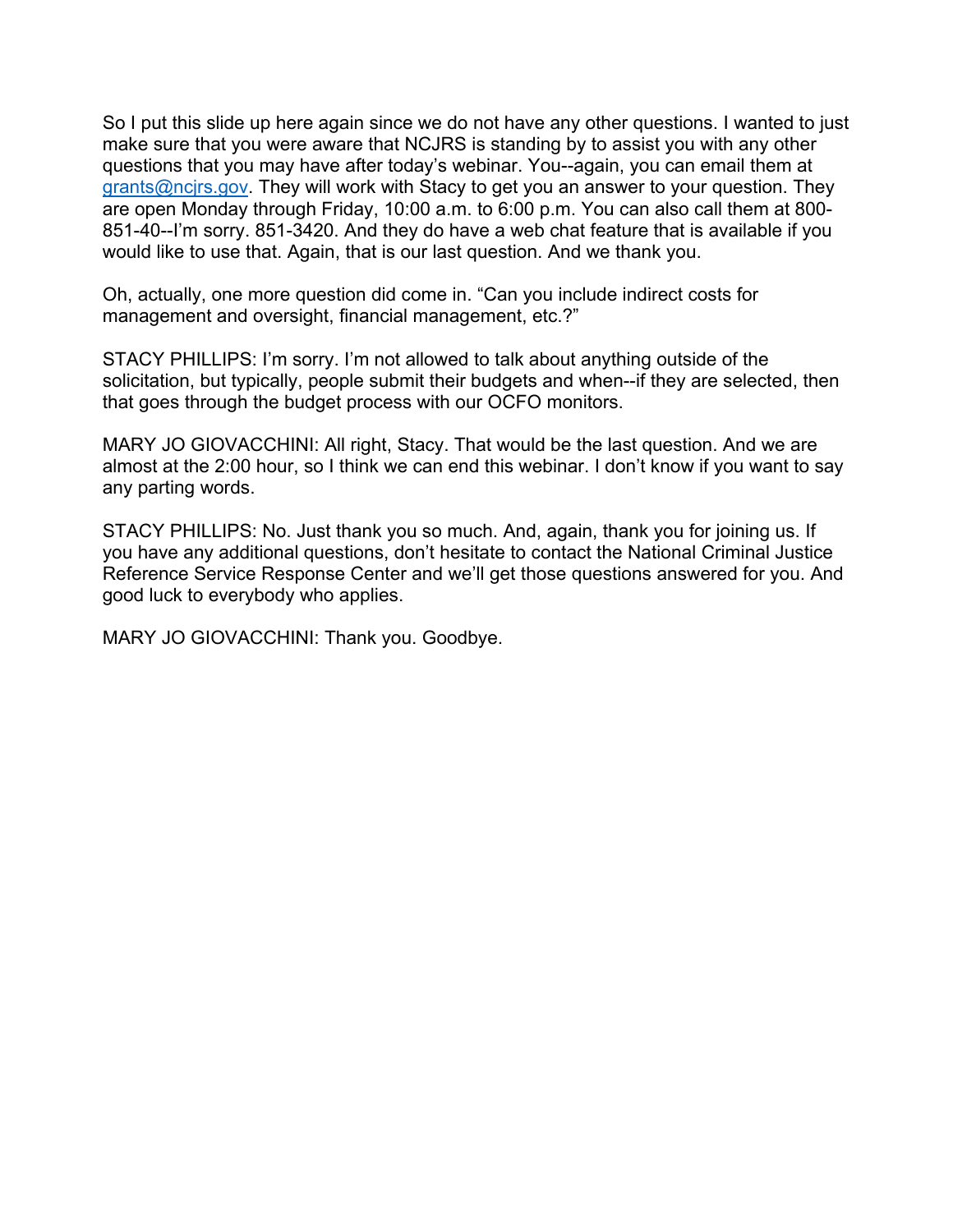So I put this slide up here again since we do not have any other questions. I wanted to just make sure that you were aware that NCJRS is standing by to assist you with any other questions that you may have after today's webinar. You--again, you can email them at [grants@ncjrs.gov](mailto:grants@ncjrs.gov). They will work with Stacy to get you an answer to your question. They are open Monday through Friday, 10:00 a.m. to 6:00 p.m. You can also call them at 800-851-40--I'm sorry. 851-3420. And they do have a web chat feature that is available if you would like to use that. Again, that is our last question. And we thank you.

Oh, actually, one more question did come in. "Can you include indirect costs for management and oversight, financial management, etc.?"

STACY PHILLIPS: I'm sorry. I'm not allowed to talk about anything outside of the solicitation, but typically, people submit their budgets and when--if they are selected, then that goes through the budget process with our OCFO monitors.

MARY JO GIOVACCHINI: All right, Stacy. That would be the last question. And we are almost at the 2:00 hour, so I think we can end this webinar. I don't know if you want to say any parting words.

STACY PHILLIPS: No. Just thank you so much. And, again, thank you for joining us. If you have any additional questions, don't hesitate to contact the National Criminal Justice Reference Service Response Center and we'll get those questions answered for you. And good luck to everybody who applies.

MARY JO GIOVACCHINI: Thank you. Goodbye.